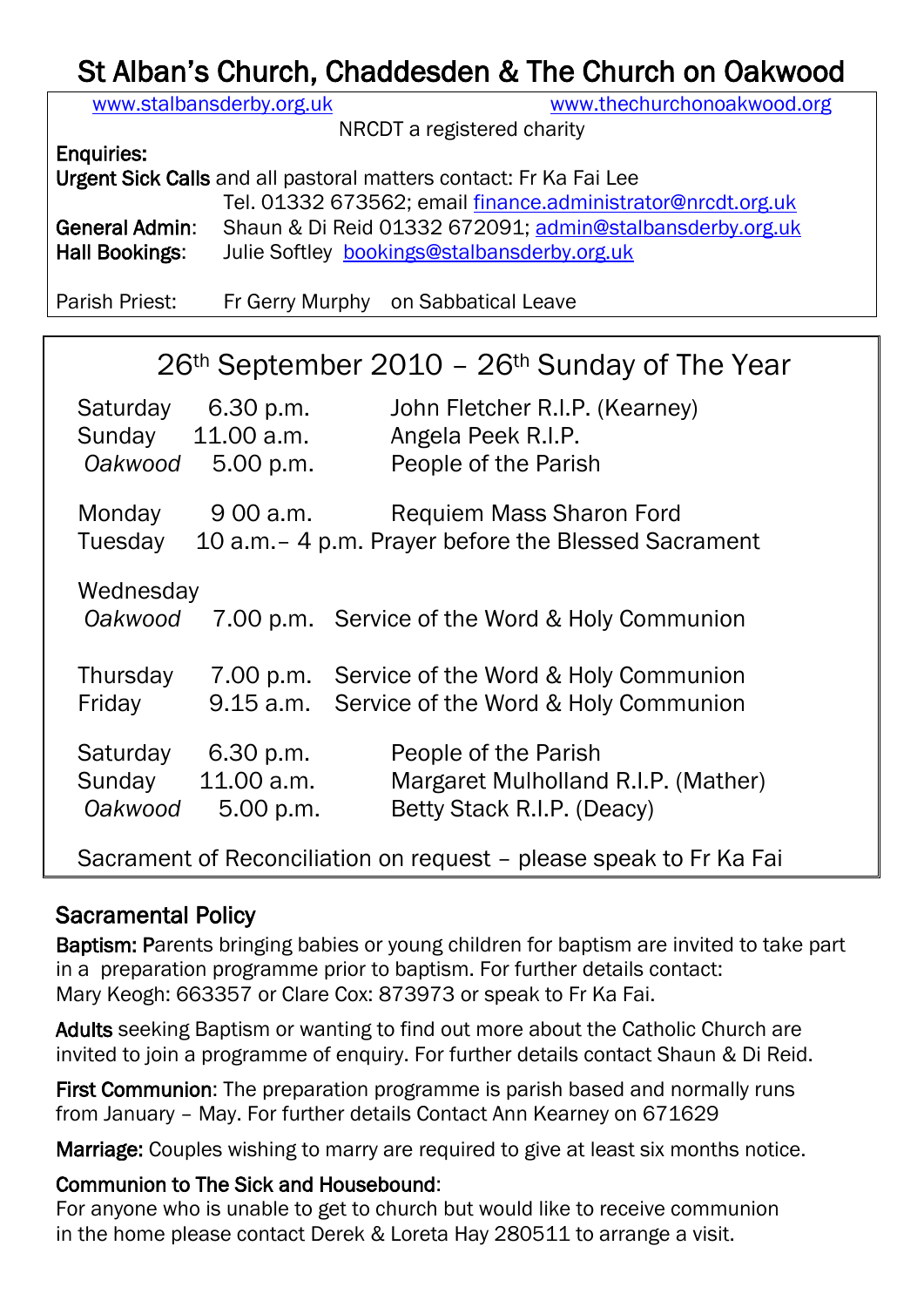# St Alban's Church, Chaddesden & The Church on Oakwood

www.stalbansderby.org.uk www.thechurchonoakwood.org

NRCDT a registered charity

**Enquiries:**

**Urgent Sick Calls** and all pastoral matters contact: Fr Ka Fai Lee
Tel. 01332 673562; email finance.administrator@nrcdt.org.uk

**General Admin:** Shaun & Di Reid 01332 672091; admin@stalbansderby.org.uk

**Hall Bookings:** Julie Softley bookings@stalbansderby.org.uk

Parish Priest: Fr Gerry Murphy on Sabbatical Leave

## 26th September 2010 – 26th Sunday of The Year

| | | |
|---|---|---|
| Saturday | 6.30 p.m. | John Fletcher R.I.P. (Kearney) |
| Sunday | 11.00 a.m. | Angela Peek R.I.P. |
| *Oakwood* | 5.00 p.m. | People of the Parish |
| Monday | 9 00 a.m. | Requiem Mass Sharon Ford |
| Tuesday | 10 a.m.– 4 p.m. | Prayer before the Blessed Sacrament |
| Wednesday *Oakwood* | 7.00 p.m. | Service of the Word & Holy Communion |
| Thursday | 7.00 p.m. | Service of the Word & Holy Communion |
| Friday | 9.15 a.m. | Service of the Word & Holy Communion |
| Saturday | 6.30 p.m. | People of the Parish |
| Sunday | 11.00 a.m. | Margaret Mulholland R.I.P. (Mather) |
| *Oakwood* | 5.00 p.m. | Betty Stack R.I.P. (Deacy) |

Sacrament of Reconciliation on request – please speak to Fr Ka Fai

## Sacramental Policy

**Baptism:** Parents bringing babies or young children for baptism are invited to take part in a preparation programme prior to baptism. For further details contact: Mary Keogh: 663357 or Clare Cox: 873973 or speak to Fr Ka Fai.

**Adults** seeking Baptism or wanting to find out more about the Catholic Church are invited to join a programme of enquiry. For further details contact Shaun & Di Reid.

**First Communion**: The preparation programme is parish based and normally runs from January – May. For further details Contact Ann Kearney on 671629

**Marriage:** Couples wishing to marry are required to give at least six months notice.

**Communion to The Sick and Housebound**:
For anyone who is unable to get to church but would like to receive communion in the home please contact Derek & Loreta Hay 280511 to arrange a visit.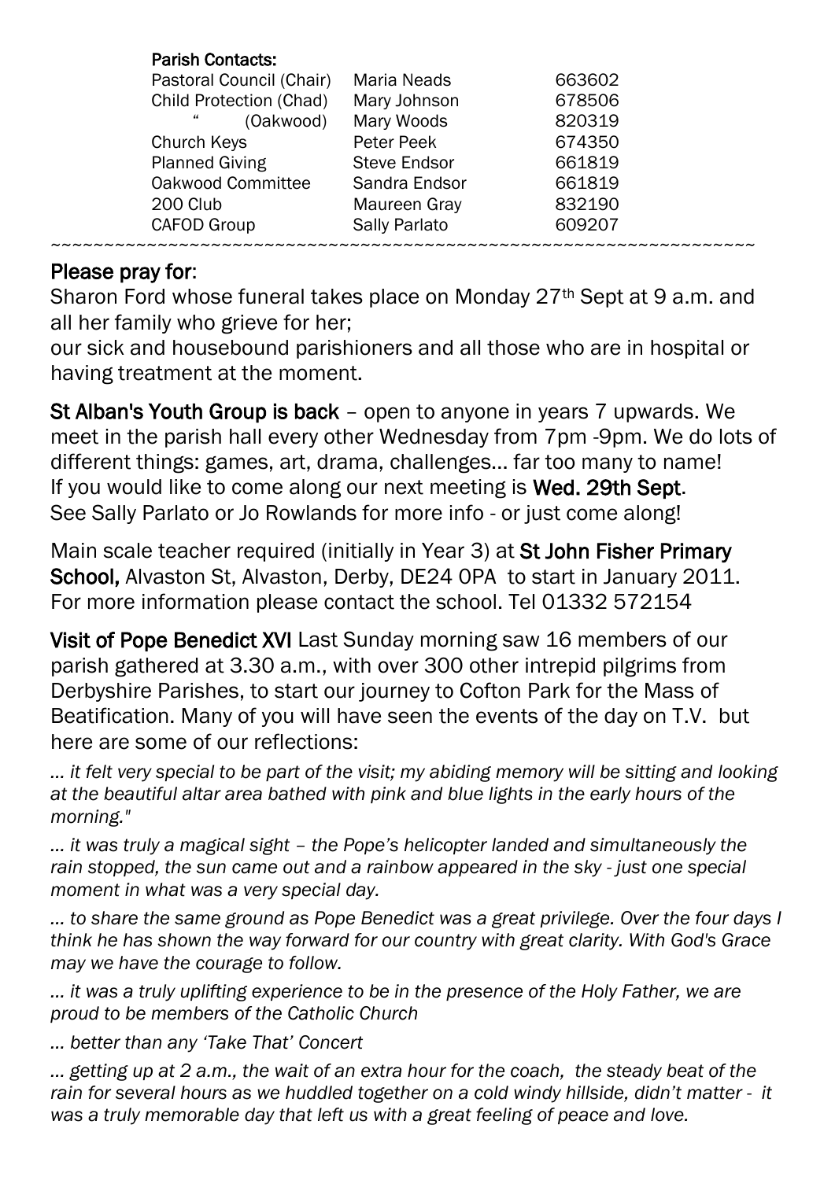**Parish Contacts:**

| | | |
|---|---|---|
| Pastoral Council (Chair) | Maria Neads | 663602 |
| Child Protection (Chad) | Mary Johnson | 678506 |
| " (Oakwood) | Mary Woods | 820319 |
| Church Keys | Peter Peek | 674350 |
| Planned Giving | Steve Endsor | 661819 |
| Oakwood Committee | Sandra Endsor | 661819 |
| 200 Club | Maureen Gray | 832190 |
| CAFOD Group | Sally Parlato | 609207 |

~~~~~~~~~~~~~~~~~~~~~~~~~~~~~~~~~~~~~~~~~~~~~~~~~~~~~~~~~~~~~~~~~~~~~~

**Please pray for**:

Sharon Ford whose funeral takes place on Monday 27th Sept at 9 a.m. and all her family who grieve for her;

our sick and housebound parishioners and all those who are in hospital or having treatment at the moment.

**St Alban's Youth Group is back** – open to anyone in years 7 upwards. We meet in the parish hall every other Wednesday from 7pm -9pm. We do lots of different things: games, art, drama, challenges… far too many to name! If you would like to come along our next meeting is **Wed. 29th Sept**. See Sally Parlato or Jo Rowlands for more info - or just come along!

Main scale teacher required (initially in Year 3) at **St John Fisher Primary School,** Alvaston St, Alvaston, Derby, DE24 0PA to start in January 2011. For more information please contact the school. Tel 01332 572154

**Visit of Pope Benedict XVI** Last Sunday morning saw 16 members of our parish gathered at 3.30 a.m., with over 300 other intrepid pilgrims from Derbyshire Parishes, to start our journey to Cofton Park for the Mass of Beatification. Many of you will have seen the events of the day on T.V. but here are some of our reflections:

*… it felt very special to be part of the visit; my abiding memory will be sitting and looking at the beautiful altar area bathed with pink and blue lights in the early hours of the morning."*

*… it was truly a magical sight – the Pope's helicopter landed and simultaneously the rain stopped, the sun came out and a rainbow appeared in the sky - just one special moment in what was a very special day.*

*… to share the same ground as Pope Benedict was a great privilege. Over the four days I think he has shown the way forward for our country with great clarity. With God's Grace may we have the courage to follow.*

*… it was a truly uplifting experience to be in the presence of the Holy Father, we are proud to be members of the Catholic Church*

*… better than any 'Take That' Concert*

*… getting up at 2 a.m., the wait of an extra hour for the coach, the steady beat of the rain for several hours as we huddled together on a cold windy hillside, didn't matter - it was a truly memorable day that left us with a great feeling of peace and love.*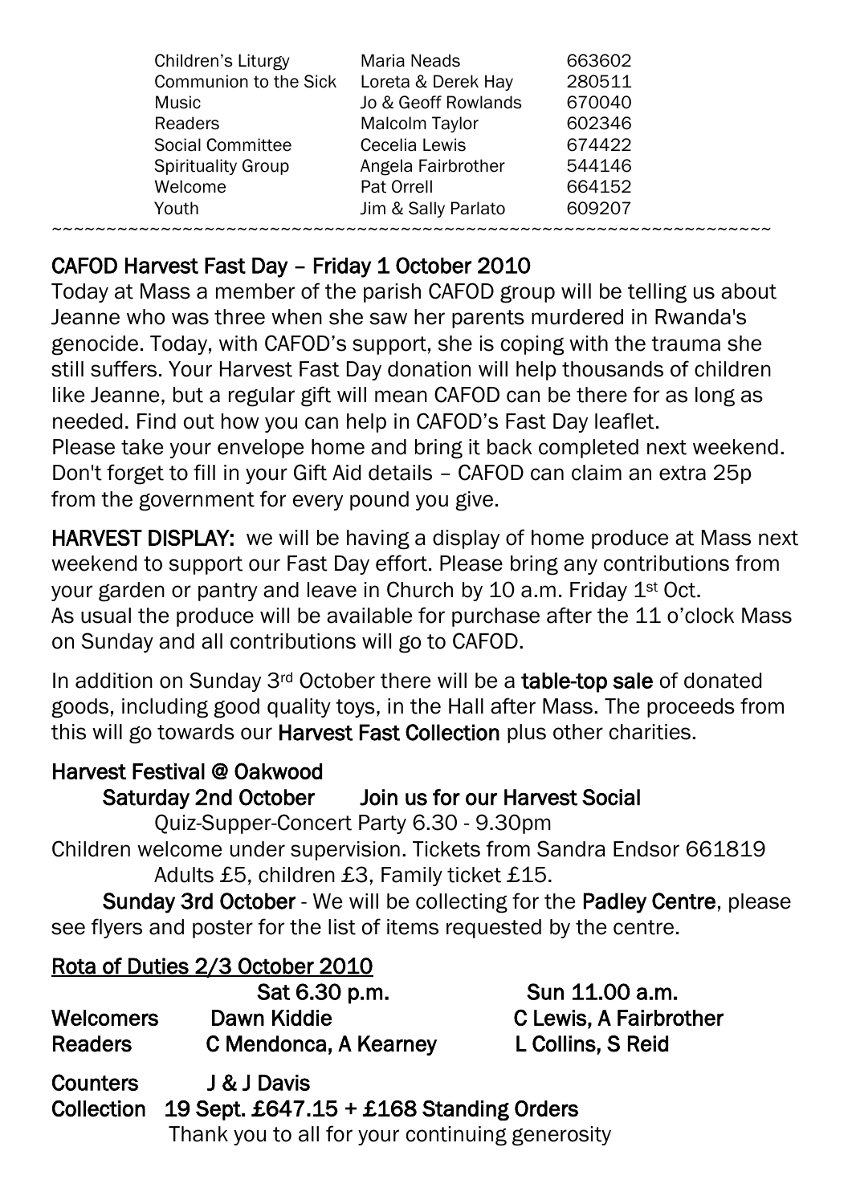| | | |
|---|---|---|
| Children's Liturgy | Maria Neads | 663602 |
| Communion to the Sick | Loreta & Derek Hay | 280511 |
| Music | Jo & Geoff Rowlands | 670040 |
| Readers | Malcolm Taylor | 602346 |
| Social Committee | Cecelia Lewis | 674422 |
| Spirituality Group | Angela Fairbrother | 544146 |
| Welcome | Pat Orrell | 664152 |
| Youth | Jim & Sally Parlato | 609207 |

~~~~~~~~~~~~~~~~~~~~~~~~~~~~~~~~~~~~~~~~~~~~~~~~~~~~~~~~~~~~~~~~~~~~

**CAFOD Harvest Fast Day – Friday 1 October 2010**

Today at Mass a member of the parish CAFOD group will be telling us about Jeanne who was three when she saw her parents murdered in Rwanda's genocide. Today, with CAFOD's support, she is coping with the trauma she still suffers. Your Harvest Fast Day donation will help thousands of children like Jeanne, but a regular gift will mean CAFOD can be there for as long as needed. Find out how you can help in CAFOD's Fast Day leaflet.
Please take your envelope home and bring it back completed next weekend. Don't forget to fill in your Gift Aid details – CAFOD can claim an extra 25p from the government for every pound you give.

**HARVEST DISPLAY:** we will be having a display of home produce at Mass next weekend to support our Fast Day effort. Please bring any contributions from your garden or pantry and leave in Church by 10 a.m. Friday 1st Oct.
As usual the produce will be available for purchase after the 11 o'clock Mass on Sunday and all contributions will go to CAFOD.

In addition on Sunday 3rd October there will be a **table-top sale** of donated goods, including good quality toys, in the Hall after Mass. The proceeds from this will go towards our **Harvest Fast Collection** plus other charities.

**Harvest Festival @ Oakwood**

**Saturday 2nd October** **Join us for our Harvest Social**

Quiz-Supper-Concert Party 6.30 - 9.30pm

Children welcome under supervision. Tickets from Sandra Endsor 661819

Adults £5, children £3, Family ticket £15.

**Sunday 3rd October** - We will be collecting for the **Padley Centre**, please see flyers and poster for the list of items requested by the centre.

**Rota of Duties 2/3 October 2010**

| | Sat 6.30 p.m. | Sun 11.00 a.m. |
|---|---|---|
| **Welcomers** | **Dawn Kiddie** | **C Lewis, A Fairbrother** |
| **Readers** | **C Mendonca, A Kearney** | **L Collins, S Reid** |

**Counters** **J & J Davis**

**Collection 19 Sept. £647.15 + £168 Standing Orders**

Thank you to all for your continuing generosity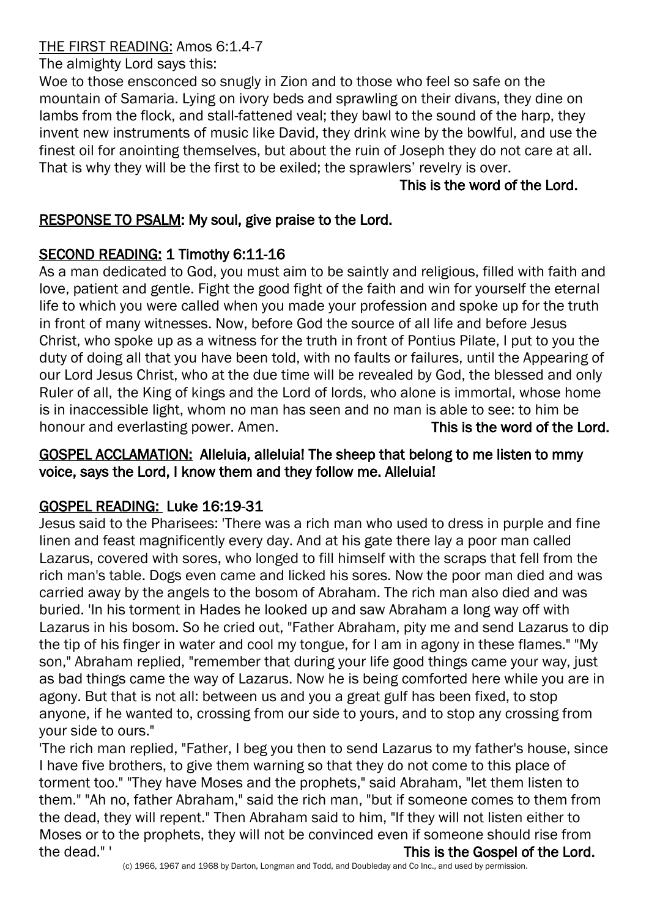THE FIRST READING: Amos 6:1.4-7

The almighty Lord says this:

Woe to those ensconced so snugly in Zion and to those who feel so safe on the mountain of Samaria. Lying on ivory beds and sprawling on their divans, they dine on lambs from the flock, and stall-fattened veal; they bawl to the sound of the harp, they invent new instruments of music like David, they drink wine by the bowlful, and use the finest oil for anointing themselves, but about the ruin of Joseph they do not care at all. That is why they will be the first to be exiled; the sprawlers' revelry is over.

**This is the word of the Lord.**

**RESPONSE TO PSALM: My soul, give praise to the Lord.**

**SECOND READING: 1 Timothy 6:11-16**

As a man dedicated to God, you must aim to be saintly and religious, filled with faith and love, patient and gentle. Fight the good fight of the faith and win for yourself the eternal life to which you were called when you made your profession and spoke up for the truth in front of many witnesses. Now, before God the source of all life and before Jesus Christ, who spoke up as a witness for the truth in front of Pontius Pilate, I put to you the duty of doing all that you have been told, with no faults or failures, until the Appearing of our Lord Jesus Christ, who at the due time will be revealed by God, the blessed and only Ruler of all, the King of kings and the Lord of lords, who alone is immortal, whose home is in inaccessible light, whom no man has seen and no man is able to see: to him be honour and everlasting power. Amen. **This is the word of the Lord.**

**GOSPEL ACCLAMATION: Alleluia, alleluia! The sheep that belong to me listen to mmy voice, says the Lord, I know them and they follow me. Alleluia!**

**GOSPEL READING: Luke 16:19-31**

Jesus said to the Pharisees: 'There was a rich man who used to dress in purple and fine linen and feast magnificently every day. And at his gate there lay a poor man called Lazarus, covered with sores, who longed to fill himself with the scraps that fell from the rich man's table. Dogs even came and licked his sores. Now the poor man died and was carried away by the angels to the bosom of Abraham. The rich man also died and was buried. 'In his torment in Hades he looked up and saw Abraham a long way off with Lazarus in his bosom. So he cried out, "Father Abraham, pity me and send Lazarus to dip the tip of his finger in water and cool my tongue, for I am in agony in these flames." "My son," Abraham replied, "remember that during your life good things came your way, just as bad things came the way of Lazarus. Now he is being comforted here while you are in agony. But that is not all: between us and you a great gulf has been fixed, to stop anyone, if he wanted to, crossing from our side to yours, and to stop any crossing from your side to ours."

'The rich man replied, "Father, I beg you then to send Lazarus to my father's house, since I have five brothers, to give them warning so that they do not come to this place of torment too." "They have Moses and the prophets," said Abraham, "let them listen to them." "Ah no, father Abraham," said the rich man, "but if someone comes to them from the dead, they will repent." Then Abraham said to him, "If they will not listen either to Moses or to the prophets, they will not be convinced even if someone should rise from the dead." ' **This is the Gospel of the Lord.**

(c) 1966, 1967 and 1968 by Darton, Longman and Todd, and Doubleday and Co Inc., and used by permission.